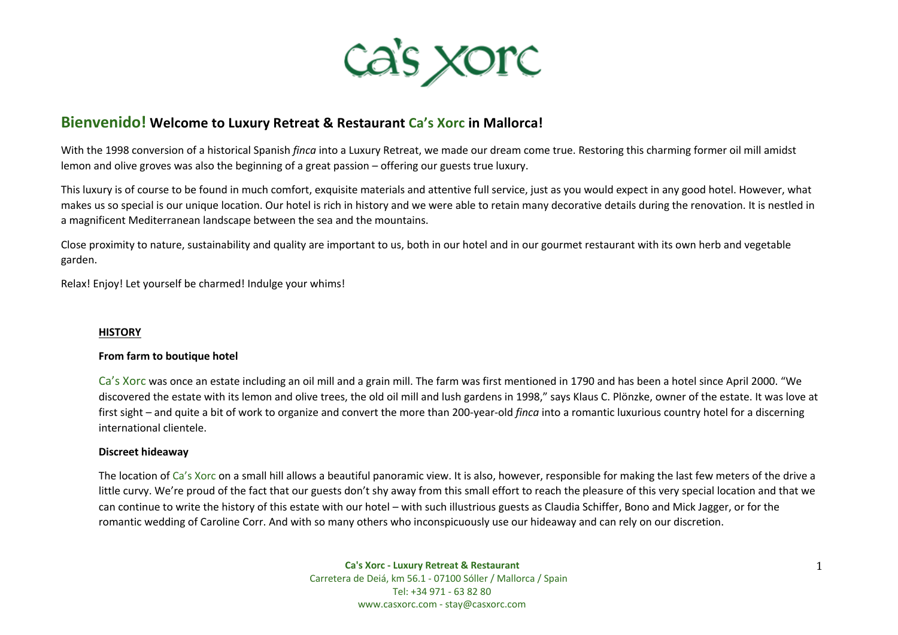# ca's xorc

## **Bienvenido!** Welcome to Luxury Retreat & Restaurant Ca's Xorc in Mallorca!

With the 1998 conversion of a historical Spanish *finca* into a Luxury Retreat, we made our dream come true. Restoring this charming former oil mill amidst lemon and olive groves was also the beginning of a great passion – offering our guests true luxury.

This luxury is of course to be found in much comfort, exquisite materials and attentive full service, just as you would expect in any good hotel. However, what makes us so special is our unique location. Our hotel is rich in history and we were able to retain many decorative details during the renovation. It is nestled in a magnificent Mediterranean landscape between the sea and the mountains.

Close proximity to nature, sustainability and quality are important to us, both in our hotel and in our gourmet restaurant with its own herb and vegetable garden.

Relax! Enjoy! Let yourself be charmed! Indulge your whims!

### HISTORY

#### From farm to boutique hotel

Ca's Xorc was once an estate including an oil mill and a grain mill. The farm was first mentioned in 1790 and has been a hotel since April 2000. "We discovered the estate with its lemon and olive trees, the old oil mill and lush gardens in 1998," says Klaus C. Plönzke, owner of the estate. It was love at first sight – and quite a bit of work to organize and convert the more than 200-year-old *finca* into a romantic luxurious country hotel for a discerning international clientele.

#### Discreet hideaway

The location of Ca's Xorc on a small hill allows a beautiful panoramic view. It is also, however, responsible for making the last few meters of the drive a little curvy. We're proud of the fact that our guests don't shy away from this small effort to reach the pleasure of this very special location and that we can continue to write the history of this estate with our hotel – with such illustrious guests as Claudia Schiffer, Bono and Mick Jagger, or for the romantic wedding of Caroline Corr. And with so many others who inconspicuously use our hideaway and can rely on our discretion.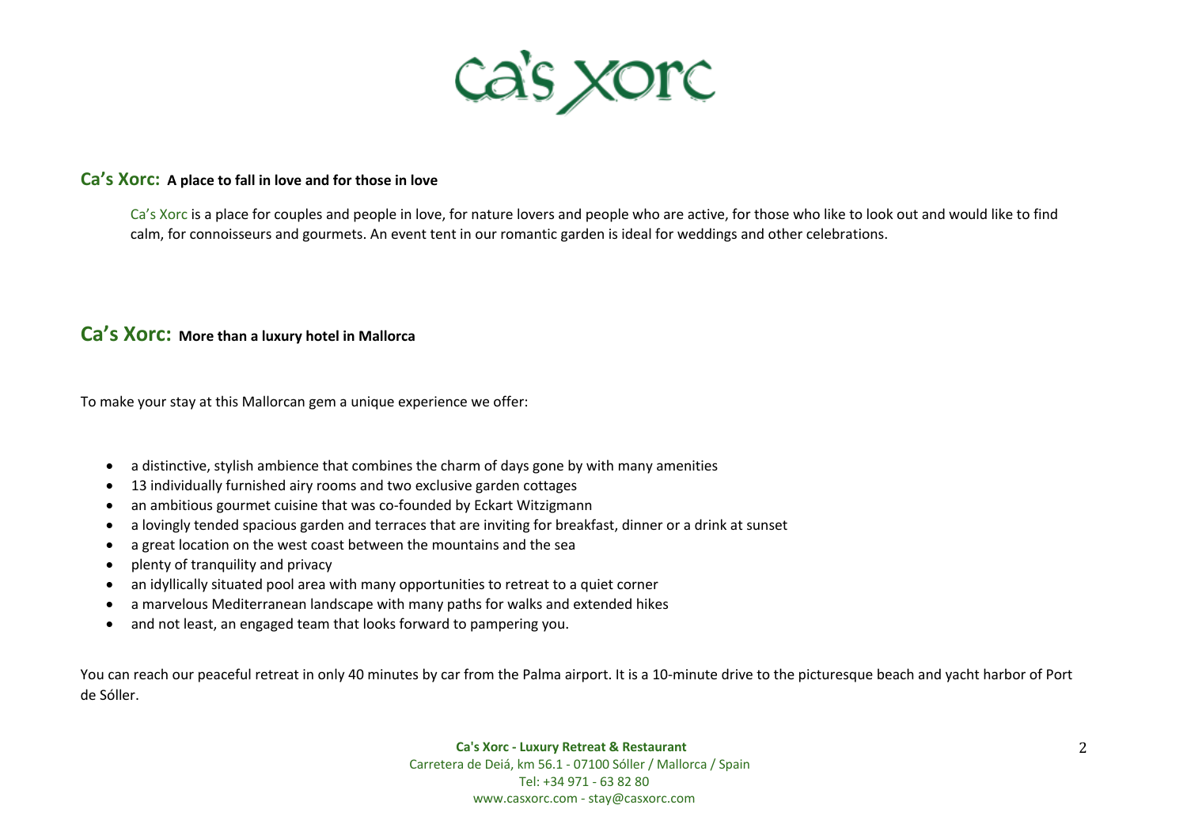# Ca's Xorc

## Ca's Xorc: A place to fall in love and for those in love

Ca's Xorc is a place for couples and people in love, for nature lovers and people who are active, for those who like to look out and would like to find calm, for connoisseurs and gourmets. An event tent in our romantic garden is ideal for weddings and other celebrations.

## Ca's Xorc: More than a luxury hotel in Mallorca

To make your stay at this Mallorcan gem a unique experience we offer:

- a distinctive, stylish ambience that combines the charm of days gone by with many amenities
- 13 individually furnished airy rooms and two exclusive garden cottages
- an ambitious gourmet cuisine that was co-founded by Eckart Witzigmann
- a lovingly tended spacious garden and terraces that are inviting for breakfast, dinner or a drink at sunset
- a great location on the west coast between the mountains and the sea
- plenty of tranquility and privacy
- an idyllically situated pool area with many opportunities to retreat to a quiet corner
- a marvelous Mediterranean landscape with many paths for walks and extended hikes
- and not least, an engaged team that looks forward to pampering you.

You can reach our peaceful retreat in only 40 minutes by car from the Palma airport. It is a 10-minute drive to the picturesque beach and yacht harbor of Port de Sóller.

**Ca's Xorc - Luxury Retreat & Restaurant**
Carretera de Deiá, km 56.1 - 07100 Sóller / Mallorca / Spain
Tel: +34 971 - 63 82 80
www.casxorc.com - stay@casxorc.com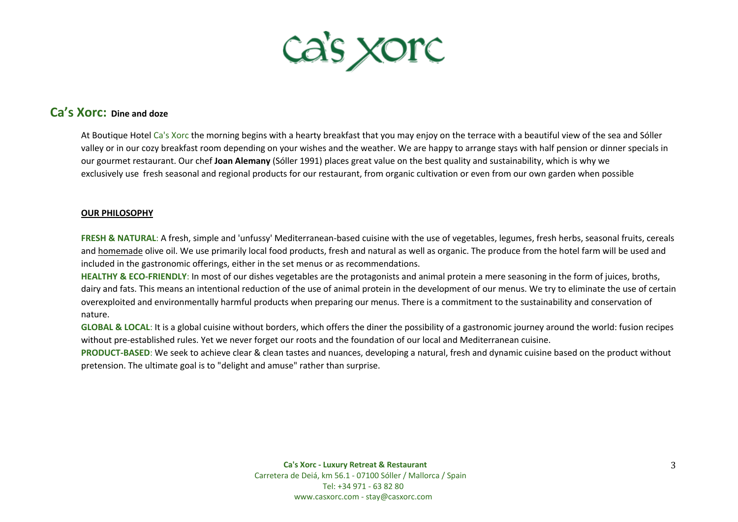# Ca's Xorc

## Ca's Xorc: Dine and doze

At Boutique Hotel Ca's Xorc the morning begins with a hearty breakfast that you may enjoy on the terrace with a beautiful view of the sea and Sóller valley or in our cozy breakfast room depending on your wishes and the weather. We are happy to arrange stays with half pension or dinner specials in our gourmet restaurant. Our chef **Joan Alemany** (Sóller 1991) places great value on the best quality and sustainability, which is why we exclusively use fresh seasonal and regional products for our restaurant, from organic cultivation or even from our own garden when possible

**OUR PHILOSOPHY**

**FRESH & NATURAL**: A fresh, simple and 'unfussy' Mediterranean-based cuisine with the use of vegetables, legumes, fresh herbs, seasonal fruits, cereals and homemade olive oil. We use primarily local food products, fresh and natural as well as organic. The produce from the hotel farm will be used and included in the gastronomic offerings, either in the set menus or as recommendations.

**HEALTHY & ECO-FRIENDLY**: In most of our dishes vegetables are the protagonists and animal protein a mere seasoning in the form of juices, broths, dairy and fats. This means an intentional reduction of the use of animal protein in the development of our menus. We try to eliminate the use of certain overexploited and environmentally harmful products when preparing our menus. There is a commitment to the sustainability and conservation of nature.

**GLOBAL & LOCAL**: It is a global cuisine without borders, which offers the diner the possibility of a gastronomic journey around the world: fusion recipes without pre-established rules. Yet we never forget our roots and the foundation of our local and Mediterranean cuisine.

**PRODUCT-BASED**: We seek to achieve clear & clean tastes and nuances, developing a natural, fresh and dynamic cuisine based on the product without pretension. The ultimate goal is to "delight and amuse" rather than surprise.

**Ca's Xorc - Luxury Retreat & Restaurant**
Carretera de Deiá, km 56.1 - 07100 Sóller / Mallorca / Spain
Tel: +34 971 - 63 82 80
www.casxorc.com - stay@casxorc.com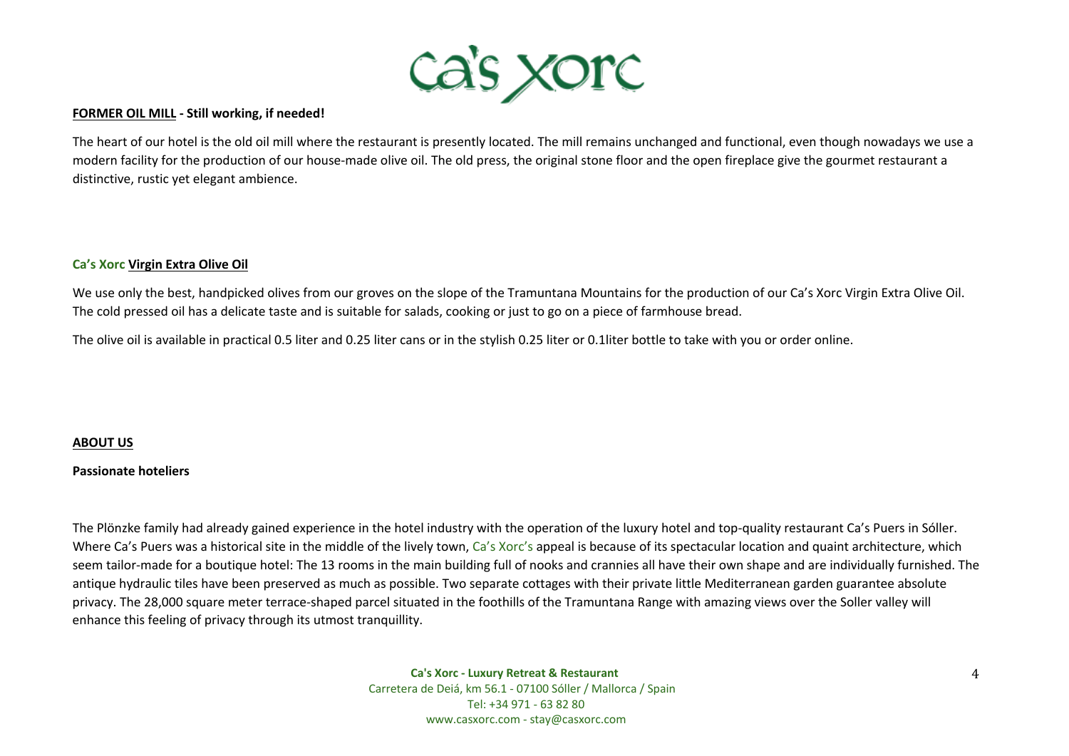**FORMER OIL MILL - Still working, if needed!**

The heart of our hotel is the old oil mill where the restaurant is presently located. The mill remains unchanged and functional, even though nowadays we use a modern facility for the production of our house-made olive oil. The old press, the original stone floor and the open fireplace give the gourmet restaurant a distinctive, rustic yet elegant ambience.

**Ca's Xorc Virgin Extra Olive Oil**

We use only the best, handpicked olives from our groves on the slope of the Tramuntana Mountains for the production of our Ca's Xorc Virgin Extra Olive Oil. The cold pressed oil has a delicate taste and is suitable for salads, cooking or just to go on a piece of farmhouse bread.

The olive oil is available in practical 0.5 liter and 0.25 liter cans or in the stylish 0.25 liter or 0.1liter bottle to take with you or order online.

**ABOUT US**

**Passionate hoteliers**

The Plönzke family had already gained experience in the hotel industry with the operation of the luxury hotel and top-quality restaurant Ca's Puers in Sóller. Where Ca's Puers was a historical site in the middle of the lively town, Ca's Xorc's appeal is because of its spectacular location and quaint architecture, which seem tailor-made for a boutique hotel: The 13 rooms in the main building full of nooks and crannies all have their own shape and are individually furnished. The antique hydraulic tiles have been preserved as much as possible. Two separate cottages with their private little Mediterranean garden guarantee absolute privacy. The 28,000 square meter terrace-shaped parcel situated in the foothills of the Tramuntana Range with amazing views over the Soller valley will enhance this feeling of privacy through its utmost tranquillity.

**Ca's Xorc - Luxury Retreat & Restaurant**
Carretera de Deiá, km 56.1 - 07100 Sóller / Mallorca / Spain
Tel: +34 971 - 63 82 80
www.casxorc.com - stay@casxorc.com